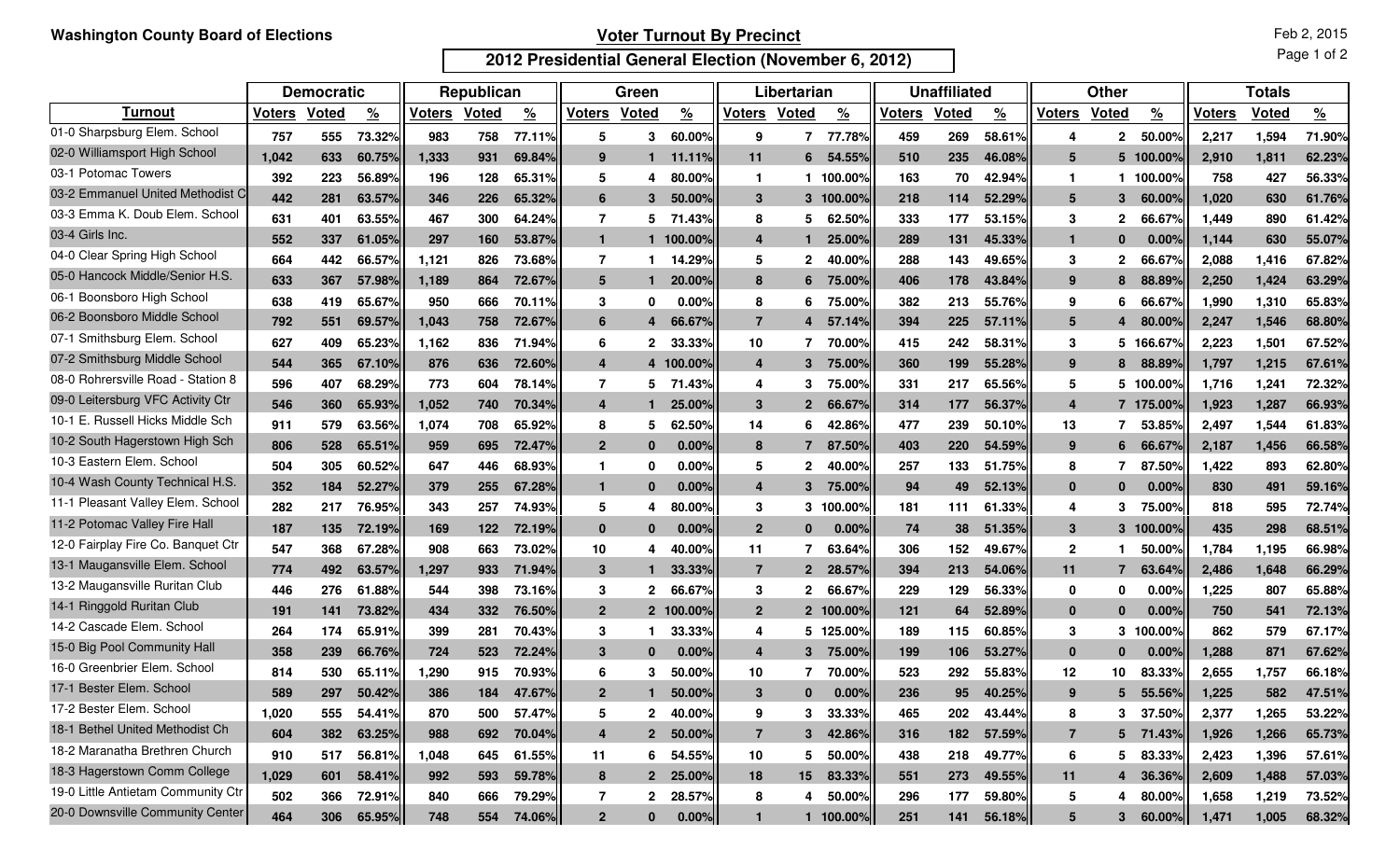Washington County Board of Elections

# Voter Turnout By Precinct

## 2012 Presidential General Election (November 6, 2012)

Feb 2, 2015

| | Democratic | | | Republican | | | Green | | | Libertarian | | | Unaffiliated | | | Other | | | Totals | | |
|---|---|---|---|---|---|---|---|---|---|---|---|---|---|---|---|---|---|---|---|---|---|
| **Turnout** | **Voters** | **Voted** | **%** | **Voters** | **Voted** | **%** | **Voters** | **Voted** | **%** | **Voters** | **Voted** | **%** | **Voters** | **Voted** | **%** | **Voters** | **Voted** | **%** | **Voters** | **Voted** | **%** |
| 01-0 Sharpsburg Elem. School | 757 | 555 | 73.32% | 983 | 758 | 77.11% | 5 | 3 | 60.00% | 9 | 7 | 77.78% | 459 | 269 | 58.61% | 4 | 2 | 50.00% | 2,217 | 1,594 | 71.90% |
| 02-0 Williamsport High School | 1,042 | 633 | 60.75% | 1,333 | 931 | 69.84% | 9 | 1 | 11.11% | 11 | 6 | 54.55% | 510 | 235 | 46.08% | 5 | 5 | 100.00% | 2,910 | 1,811 | 62.23% |
| 03-1 Potomac Towers | 392 | 223 | 56.89% | 196 | 128 | 65.31% | 5 | 4 | 80.00% | 1 | 1 | 100.00% | 163 | 70 | 42.94% | 1 | 1 | 100.00% | 758 | 427 | 56.33% |
| 03-2 Emmanuel United Methodist C | 442 | 281 | 63.57% | 346 | 226 | 65.32% | 6 | 3 | 50.00% | 3 | 3 | 100.00% | 218 | 114 | 52.29% | 5 | 3 | 60.00% | 1,020 | 630 | 61.76% |
| 03-3 Emma K. Doub Elem. School | 631 | 401 | 63.55% | 467 | 300 | 64.24% | 7 | 5 | 71.43% | 8 | 5 | 62.50% | 333 | 177 | 53.15% | 3 | 2 | 66.67% | 1,449 | 890 | 61.42% |
| 03-4 Girls Inc. | 552 | 337 | 61.05% | 297 | 160 | 53.87% | 1 | 1 | 100.00% | 4 | 1 | 25.00% | 289 | 131 | 45.33% | 1 | 0 | 0.00% | 1,144 | 630 | 55.07% |
| 04-0 Clear Spring High School | 664 | 442 | 66.57% | 1,121 | 826 | 73.68% | 7 | 1 | 14.29% | 5 | 2 | 40.00% | 288 | 143 | 49.65% | 3 | 2 | 66.67% | 2,088 | 1,416 | 67.82% |
| 05-0 Hancock Middle/Senior H.S. | 633 | 367 | 57.98% | 1,189 | 864 | 72.67% | 5 | 1 | 20.00% | 8 | 6 | 75.00% | 406 | 178 | 43.84% | 9 | 8 | 88.89% | 2,250 | 1,424 | 63.29% |
| 06-1 Boonsboro High School | 638 | 419 | 65.67% | 950 | 666 | 70.11% | 3 | 0 | 0.00% | 8 | 6 | 75.00% | 382 | 213 | 55.76% | 9 | 6 | 66.67% | 1,990 | 1,310 | 65.83% |
| 06-2 Boonsboro Middle School | 792 | 551 | 69.57% | 1,043 | 758 | 72.67% | 6 | 4 | 66.67% | 7 | 4 | 57.14% | 394 | 225 | 57.11% | 5 | 4 | 80.00% | 2,247 | 1,546 | 68.80% |
| 07-1 Smithsburg Elem. School | 627 | 409 | 65.23% | 1,162 | 836 | 71.94% | 6 | 2 | 33.33% | 10 | 7 | 70.00% | 415 | 242 | 58.31% | 3 | 5 | 166.67% | 2,223 | 1,501 | 67.52% |
| 07-2 Smithsburg Middle School | 544 | 365 | 67.10% | 876 | 636 | 72.60% | 4 | 4 | 100.00% | 4 | 3 | 75.00% | 360 | 199 | 55.28% | 9 | 8 | 88.89% | 1,797 | 1,215 | 67.61% |
| 08-0 Rohrersville Road - Station 8 | 596 | 407 | 68.29% | 773 | 604 | 78.14% | 7 | 5 | 71.43% | 4 | 3 | 75.00% | 331 | 217 | 65.56% | 5 | 5 | 100.00% | 1,716 | 1,241 | 72.32% |
| 09-0 Leitersburg VFC Activity Ctr | 546 | 360 | 65.93% | 1,052 | 740 | 70.34% | 4 | 1 | 25.00% | 3 | 2 | 66.67% | 314 | 177 | 56.37% | 4 | 7 | 175.00% | 1,923 | 1,287 | 66.93% |
| 10-1 E. Russell Hicks Middle Sch | 911 | 579 | 63.56% | 1,074 | 708 | 65.92% | 8 | 5 | 62.50% | 14 | 6 | 42.86% | 477 | 239 | 50.10% | 13 | 7 | 53.85% | 2,497 | 1,544 | 61.83% |
| 10-2 South Hagerstown High Sch | 806 | 528 | 65.51% | 959 | 695 | 72.47% | 2 | 0 | 0.00% | 8 | 7 | 87.50% | 403 | 220 | 54.59% | 9 | 6 | 66.67% | 2,187 | 1,456 | 66.58% |
| 10-3 Eastern Elem. School | 504 | 305 | 60.52% | 647 | 446 | 68.93% | 1 | 0 | 0.00% | 5 | 2 | 40.00% | 257 | 133 | 51.75% | 8 | 7 | 87.50% | 1,422 | 893 | 62.80% |
| 10-4 Wash County Technical H.S. | 352 | 184 | 52.27% | 379 | 255 | 67.28% | 1 | 0 | 0.00% | 4 | 3 | 75.00% | 94 | 49 | 52.13% | 0 | 0 | 0.00% | 830 | 491 | 59.16% |
| 11-1 Pleasant Valley Elem. School | 282 | 217 | 76.95% | 343 | 257 | 74.93% | 5 | 4 | 80.00% | 3 | 3 | 100.00% | 181 | 111 | 61.33% | 4 | 3 | 75.00% | 818 | 595 | 72.74% |
| 11-2 Potomac Valley Fire Hall | 187 | 135 | 72.19% | 169 | 122 | 72.19% | 0 | 0 | 0.00% | 2 | 0 | 0.00% | 74 | 38 | 51.35% | 3 | 3 | 100.00% | 435 | 298 | 68.51% |
| 12-0 Fairplay Fire Co. Banquet Ctr | 547 | 368 | 67.28% | 908 | 663 | 73.02% | 10 | 4 | 40.00% | 11 | 7 | 63.64% | 306 | 152 | 49.67% | 2 | 1 | 50.00% | 1,784 | 1,195 | 66.98% |
| 13-1 Maugansville Elem. School | 774 | 492 | 63.57% | 1,297 | 933 | 71.94% | 3 | 1 | 33.33% | 7 | 2 | 28.57% | 394 | 213 | 54.06% | 11 | 7 | 63.64% | 2,486 | 1,648 | 66.29% |
| 13-2 Maugansville Ruritan Club | 446 | 276 | 61.88% | 544 | 398 | 73.16% | 3 | 2 | 66.67% | 3 | 2 | 66.67% | 229 | 129 | 56.33% | 0 | 0 | 0.00% | 1,225 | 807 | 65.88% |
| 14-1 Ringgold Ruritan Club | 191 | 141 | 73.82% | 434 | 332 | 76.50% | 2 | 2 | 100.00% | 2 | 2 | 100.00% | 121 | 64 | 52.89% | 0 | 0 | 0.00% | 750 | 541 | 72.13% |
| 14-2 Cascade Elem. School | 264 | 174 | 65.91% | 399 | 281 | 70.43% | 3 | 1 | 33.33% | 4 | 5 | 125.00% | 189 | 115 | 60.85% | 3 | 3 | 100.00% | 862 | 579 | 67.17% |
| 15-0 Big Pool Community Hall | 358 | 239 | 66.76% | 724 | 523 | 72.24% | 3 | 0 | 0.00% | 4 | 3 | 75.00% | 199 | 106 | 53.27% | 0 | 0 | 0.00% | 1,288 | 871 | 67.62% |
| 16-0 Greenbrier Elem. School | 814 | 530 | 65.11% | 1,290 | 915 | 70.93% | 6 | 3 | 50.00% | 10 | 7 | 70.00% | 523 | 292 | 55.83% | 12 | 10 | 83.33% | 2,655 | 1,757 | 66.18% |
| 17-1 Bester Elem. School | 589 | 297 | 50.42% | 386 | 184 | 47.67% | 2 | 1 | 50.00% | 3 | 0 | 0.00% | 236 | 95 | 40.25% | 9 | 5 | 55.56% | 1,225 | 582 | 47.51% |
| 17-2 Bester Elem. School | 1,020 | 555 | 54.41% | 870 | 500 | 57.47% | 5 | 2 | 40.00% | 9 | 3 | 33.33% | 465 | 202 | 43.44% | 8 | 3 | 37.50% | 2,377 | 1,265 | 53.22% |
| 18-1 Bethel United Methodist Ch | 604 | 382 | 63.25% | 988 | 692 | 70.04% | 4 | 2 | 50.00% | 7 | 3 | 42.86% | 316 | 182 | 57.59% | 7 | 5 | 71.43% | 1,926 | 1,266 | 65.73% |
| 18-2 Maranatha Brethren Church | 910 | 517 | 56.81% | 1,048 | 645 | 61.55% | 11 | 6 | 54.55% | 10 | 5 | 50.00% | 438 | 218 | 49.77% | 6 | 5 | 83.33% | 2,423 | 1,396 | 57.61% |
| 18-3 Hagerstown Comm College | 1,029 | 601 | 58.41% | 992 | 593 | 59.78% | 8 | 2 | 25.00% | 18 | 15 | 83.33% | 551 | 273 | 49.55% | 11 | 4 | 36.36% | 2,609 | 1,488 | 57.03% |
| 19-0 Little Antietam Community Ctr | 502 | 366 | 72.91% | 840 | 666 | 79.29% | 7 | 2 | 28.57% | 8 | 4 | 50.00% | 296 | 177 | 59.80% | 5 | 4 | 80.00% | 1,658 | 1,219 | 73.52% |
| 20-0 Downsville Community Center | 464 | 306 | 65.95% | 748 | 554 | 74.06% | 2 | 0 | 0.00% | 1 | 1 | 100.00% | 251 | 141 | 56.18% | 5 | 3 | 60.00% | 1,471 | 1,005 | 68.32% |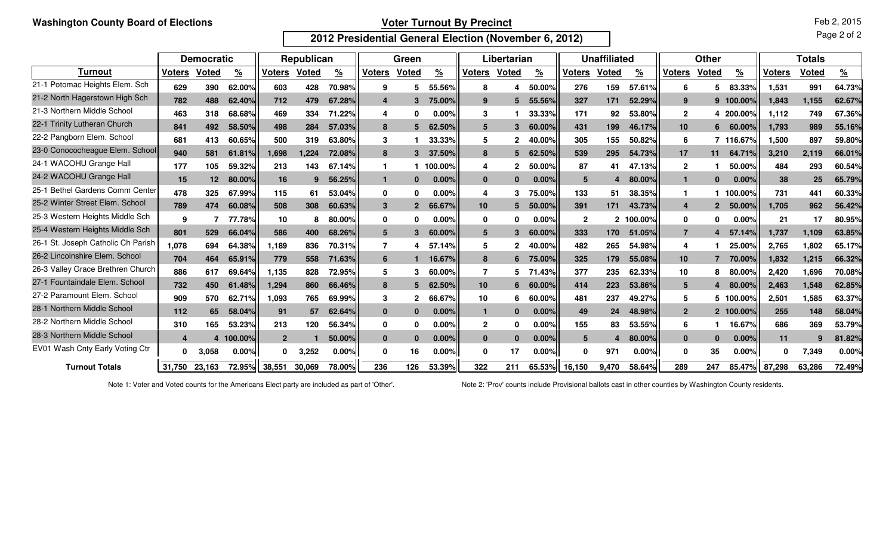**Washington County Board of Elections**

## Voter Turnout By Precinct

### 2012 Presidential General Election (November 6, 2012)

Feb 2, 2015

| | Democratic | | | Republican | | | Green | | | Libertarian | | | Unaffiliated | | | Other | | | Totals | | |
|---|---|---|---|---|---|---|---|---|---|---|---|---|---|---|---|---|---|---|---|---|---|
| **Turnout** | **Voters** | **Voted** | **%** | **Voters** | **Voted** | **%** | **Voters** | **Voted** | **%** | **Voters** | **Voted** | **%** | **Voters** | **Voted** | **%** | **Voters** | **Voted** | **%** | **Voters** | **Voted** | **%** |
| 21-1 Potomac Heights Elem. Sch | 629 | 390 | 62.00% | 603 | 428 | 70.98% | 9 | 5 | 55.56% | 8 | 4 | 50.00% | 276 | 159 | 57.61% | 6 | 5 | 83.33% | 1,531 | 991 | 64.73% |
| 21-2 North Hagerstown High Sch | 782 | 488 | 62.40% | 712 | 479 | 67.28% | 4 | 3 | 75.00% | 9 | 5 | 55.56% | 327 | 171 | 52.29% | 9 | 9 | 100.00% | 1,843 | 1,155 | 62.67% |
| 21-3 Northern Middle School | 463 | 318 | 68.68% | 469 | 334 | 71.22% | 4 | 0 | 0.00% | 3 | 1 | 33.33% | 171 | 92 | 53.80% | 2 | 4 | 200.00% | 1,112 | 749 | 67.36% |
| 22-1 Trinity Lutheran Church | 841 | 492 | 58.50% | 498 | 284 | 57.03% | 8 | 5 | 62.50% | 5 | 3 | 60.00% | 431 | 199 | 46.17% | 10 | 6 | 60.00% | 1,793 | 989 | 55.16% |
| 22-2 Pangborn Elem. School | 681 | 413 | 60.65% | 500 | 319 | 63.80% | 3 | 1 | 33.33% | 5 | 2 | 40.00% | 305 | 155 | 50.82% | 6 | 7 | 116.67% | 1,500 | 897 | 59.80% |
| 23-0 Conococheague Elem. School | 940 | 581 | 61.81% | 1,698 | 1,224 | 72.08% | 8 | 3 | 37.50% | 8 | 5 | 62.50% | 539 | 295 | 54.73% | 17 | 11 | 64.71% | 3,210 | 2,119 | 66.01% |
| 24-1 WACOHU Grange Hall | 177 | 105 | 59.32% | 213 | 143 | 67.14% | 1 | 1 | 100.00% | 4 | 2 | 50.00% | 87 | 41 | 47.13% | 2 | 1 | 50.00% | 484 | 293 | 60.54% |
| 24-2 WACOHU Grange Hall | 15 | 12 | 80.00% | 16 | 9 | 56.25% | 1 | 0 | 0.00% | 0 | 0 | 0.00% | 5 | 4 | 80.00% | 1 | 0 | 0.00% | 38 | 25 | 65.79% |
| 25-1 Bethel Gardens Comm Center | 478 | 325 | 67.99% | 115 | 61 | 53.04% | 0 | 0 | 0.00% | 4 | 3 | 75.00% | 133 | 51 | 38.35% | 1 | 1 | 100.00% | 731 | 441 | 60.33% |
| 25-2 Winter Street Elem. School | 789 | 474 | 60.08% | 508 | 308 | 60.63% | 3 | 2 | 66.67% | 10 | 5 | 50.00% | 391 | 171 | 43.73% | 4 | 2 | 50.00% | 1,705 | 962 | 56.42% |
| 25-3 Western Heights Middle Sch | 9 | 7 | 77.78% | 10 | 8 | 80.00% | 0 | 0 | 0.00% | 0 | 0 | 0.00% | 2 | 2 | 100.00% | 0 | 0 | 0.00% | 21 | 17 | 80.95% |
| 25-4 Western Heights Middle Sch | 801 | 529 | 66.04% | 586 | 400 | 68.26% | 5 | 3 | 60.00% | 5 | 3 | 60.00% | 333 | 170 | 51.05% | 7 | 4 | 57.14% | 1,737 | 1,109 | 63.85% |
| 26-1 St. Joseph Catholic Ch Parish | 1,078 | 694 | 64.38% | 1,189 | 836 | 70.31% | 7 | 4 | 57.14% | 5 | 2 | 40.00% | 482 | 265 | 54.98% | 4 | 1 | 25.00% | 2,765 | 1,802 | 65.17% |
| 26-2 Lincolnshire Elem. School | 704 | 464 | 65.91% | 779 | 558 | 71.63% | 6 | 1 | 16.67% | 8 | 6 | 75.00% | 325 | 179 | 55.08% | 10 | 7 | 70.00% | 1,832 | 1,215 | 66.32% |
| 26-3 Valley Grace Brethren Church | 886 | 617 | 69.64% | 1,135 | 828 | 72.95% | 5 | 3 | 60.00% | 7 | 5 | 71.43% | 377 | 235 | 62.33% | 10 | 8 | 80.00% | 2,420 | 1,696 | 70.08% |
| 27-1 Fountaindale Elem. School | 732 | 450 | 61.48% | 1,294 | 860 | 66.46% | 8 | 5 | 62.50% | 10 | 6 | 60.00% | 414 | 223 | 53.86% | 5 | 4 | 80.00% | 2,463 | 1,548 | 62.85% |
| 27-2 Paramount Elem. School | 909 | 570 | 62.71% | 1,093 | 765 | 69.99% | 3 | 2 | 66.67% | 10 | 6 | 60.00% | 481 | 237 | 49.27% | 5 | 5 | 100.00% | 2,501 | 1,585 | 63.37% |
| 28-1 Northern Middle School | 112 | 65 | 58.04% | 91 | 57 | 62.64% | 0 | 0 | 0.00% | 1 | 0 | 0.00% | 49 | 24 | 48.98% | 2 | 2 | 100.00% | 255 | 148 | 58.04% |
| 28-2 Northern Middle School | 310 | 165 | 53.23% | 213 | 120 | 56.34% | 0 | 0 | 0.00% | 2 | 0 | 0.00% | 155 | 83 | 53.55% | 6 | 1 | 16.67% | 686 | 369 | 53.79% |
| 28-3 Northern Middle School | 4 | 4 | 100.00% | 2 | 1 | 50.00% | 0 | 0 | 0.00% | 0 | 0 | 0.00% | 5 | 4 | 80.00% | 0 | 0 | 0.00% | 11 | 9 | 81.82% |
| EV01 Wash Cnty Early Voting Ctr | 0 | 3,058 | 0.00% | 0 | 3,252 | 0.00% | 0 | 16 | 0.00% | 0 | 17 | 0.00% | 0 | 971 | 0.00% | 0 | 35 | 0.00% | 0 | 7,349 | 0.00% |
| **Turnout Totals** | 31,750 | 23,163 | 72.95% | 38,551 | 30,069 | 78.00% | 236 | 126 | 53.39% | 322 | 211 | 65.53% | 16,150 | 9,470 | 58.64% | 289 | 247 | 85.47% | 87,298 | 63,286 | 72.49% |

Note 1: Voter and Voted counts for the Americans Elect party are included as part of 'Other'.

Note 2: 'Prov' counts include Provisional ballots cast in other counties by Washington County residents.